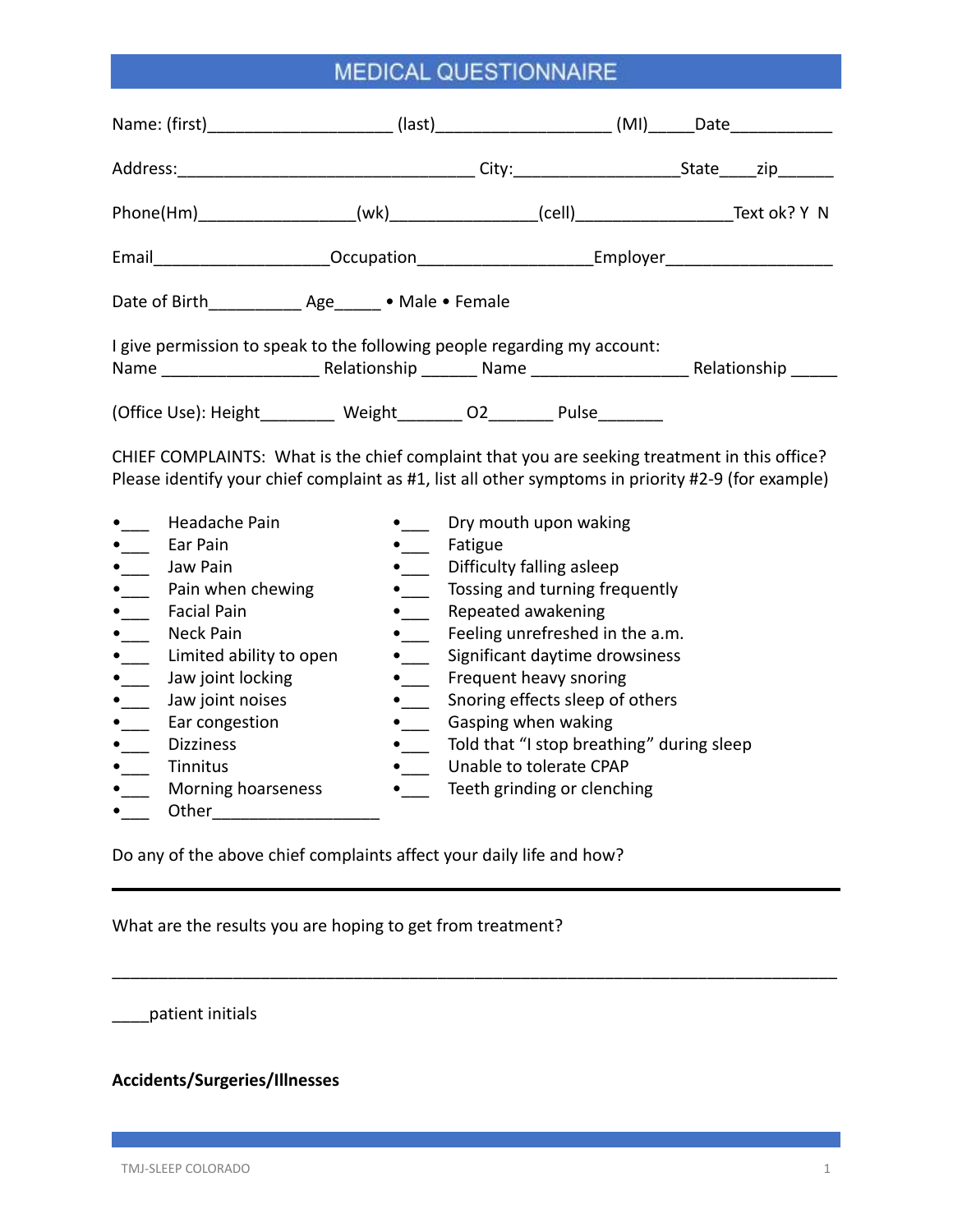# MEDICAL QUESTIONNAIRE

Name: (first)___________________ (last)__________________ (MI)_____Date___________

Address:________________________________ City:_________________State____zip______

Phone(Hm)________________(wk)_______________(cell)________________Text ok? Y N

Email__________________Occupation__________________Employer_________________

Date of Birth__________ Age_____ • Male • Female

I give permission to speak to the following people regarding my account:
Name ________________ Relationship ______ Name ________________ Relationship _____

(Office Use): Height________ Weight_______ O2_______ Pulse_______

CHIEF COMPLAINTS: What is the chief complaint that you are seeking treatment in this office? Please identify your chief complaint as #1, list all other symptoms in priority #2-9 (for example)

- ___ Headache Pain
- ___ Ear Pain
- ___ Jaw Pain
- ___ Pain when chewing
- ___ Facial Pain
- ___ Neck Pain
- ___ Limited ability to open
- ___ Jaw joint locking
- ___ Jaw joint noises
- ___ Ear congestion
- ___ Dizziness
- ___ Tinnitus
- ___ Morning hoarseness
- ___ Other__________________
- ___ Dry mouth upon waking
- ___ Fatigue
- ___ Difficulty falling asleep
- ___ Tossing and turning frequently
- ___ Repeated awakening
- ___ Feeling unrefreshed in the a.m.
- ___ Significant daytime drowsiness
- ___ Frequent heavy snoring
- ___ Snoring effects sleep of others
- ___ Gasping when waking
- ___ Told that "I stop breathing" during sleep
- ___ Unable to tolerate CPAP
- ___ Teeth grinding or clenching

Do any of the above chief complaints affect your daily life and how?

---

What are the results you are hoping to get from treatment?

_____________________________________________________________________________

____patient initials

**Accidents/Surgeries/Illnesses**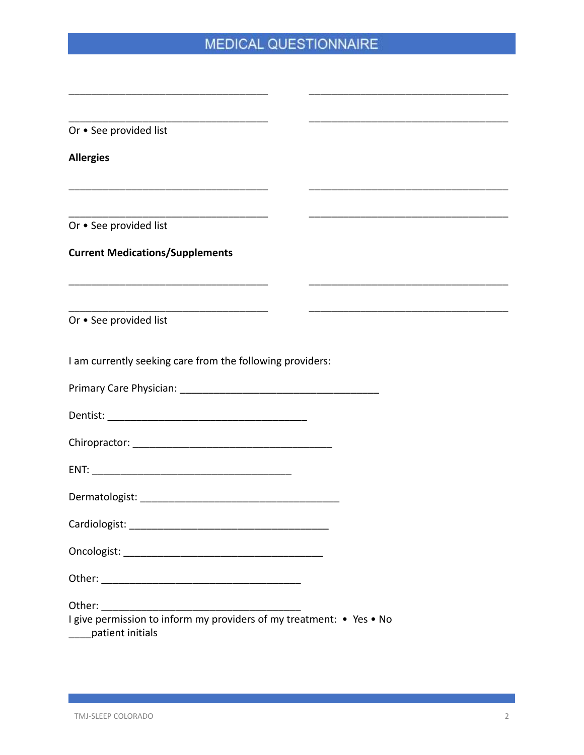# MEDICAL QUESTIONNAIRE

___________________________________ ___________________________________

___________________________________ ___________________________________

Or • See provided list

**Allergies**

___________________________________ ___________________________________

___________________________________ ___________________________________

Or • See provided list

**Current Medications/Supplements**

___________________________________ ___________________________________

___________________________________ ___________________________________

Or • See provided list

I am currently seeking care from the following providers:

Primary Care Physician: ___________________________________

Dentist: ___________________________________

Chiropractor: ___________________________________

ENT: ___________________________________

Dermatologist: ___________________________________

Cardiologist: ___________________________________

Oncologist: ___________________________________

Other: ___________________________________

Other: ___________________________________

I give permission to inform my providers of my treatment: • Yes • No

____patient initials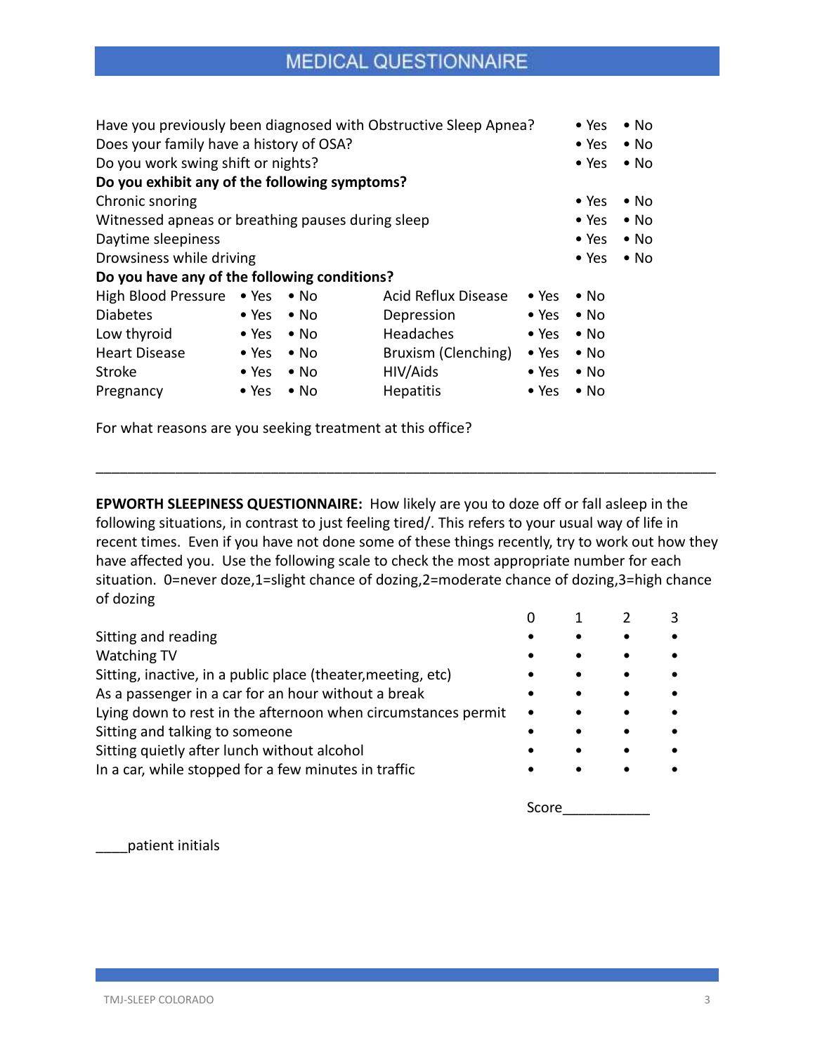# MEDICAL QUESTIONNAIRE

| | | |
|---|---|---|
| Have you previously been diagnosed with Obstructive Sleep Apnea? | • Yes | • No |
| Does your family have a history of OSA? | • Yes | • No |
| Do you work swing shift or nights? | • Yes | • No |
| **Do you exhibit any of the following symptoms?** | | |
| Chronic snoring | • Yes | • No |
| Witnessed apneas or breathing pauses during sleep | • Yes | • No |
| Daytime sleepiness | • Yes | • No |
| Drowsiness while driving | • Yes | • No |

**Do you have any of the following conditions?**

| | | | | | |
|---|---|---|---|---|---|
| High Blood Pressure | • Yes | • No | Acid Reflux Disease | • Yes | • No |
| Diabetes | • Yes | • No | Depression | • Yes | • No |
| Low thyroid | • Yes | • No | Headaches | • Yes | • No |
| Heart Disease | • Yes | • No | Bruxism (Clenching) | • Yes | • No |
| Stroke | • Yes | • No | HIV/Aids | • Yes | • No |
| Pregnancy | • Yes | • No | Hepatitis | • Yes | • No |

For what reasons are you seeking treatment at this office?

_____________________________________________________________________________

**EPWORTH SLEEPINESS QUESTIONNAIRE:** How likely are you to doze off or fall asleep in the following situations, in contrast to just feeling tired/. This refers to your usual way of life in recent times. Even if you have not done some of these things recently, try to work out how they have affected you. Use the following scale to check the most appropriate number for each situation. 0=never doze,1=slight chance of dozing,2=moderate chance of dozing,3=high chance of dozing

| | 0 | 1 | 2 | 3 |
|---|---|---|---|---|
| Sitting and reading | • | • | • | • |
| Watching TV | • | • | • | • |
| Sitting, inactive, in a public place (theater,meeting, etc) | • | • | • | • |
| As a passenger in a car for an hour without a break | • | • | • | • |
| Lying down to rest in the afternoon when circumstances permit | • | • | • | • |
| Sitting and talking to someone | • | • | • | • |
| Sitting quietly after lunch without alcohol | • | • | • | • |
| In a car, while stopped for a few minutes in traffic | • | • | • | • |

Score___________

____patient initials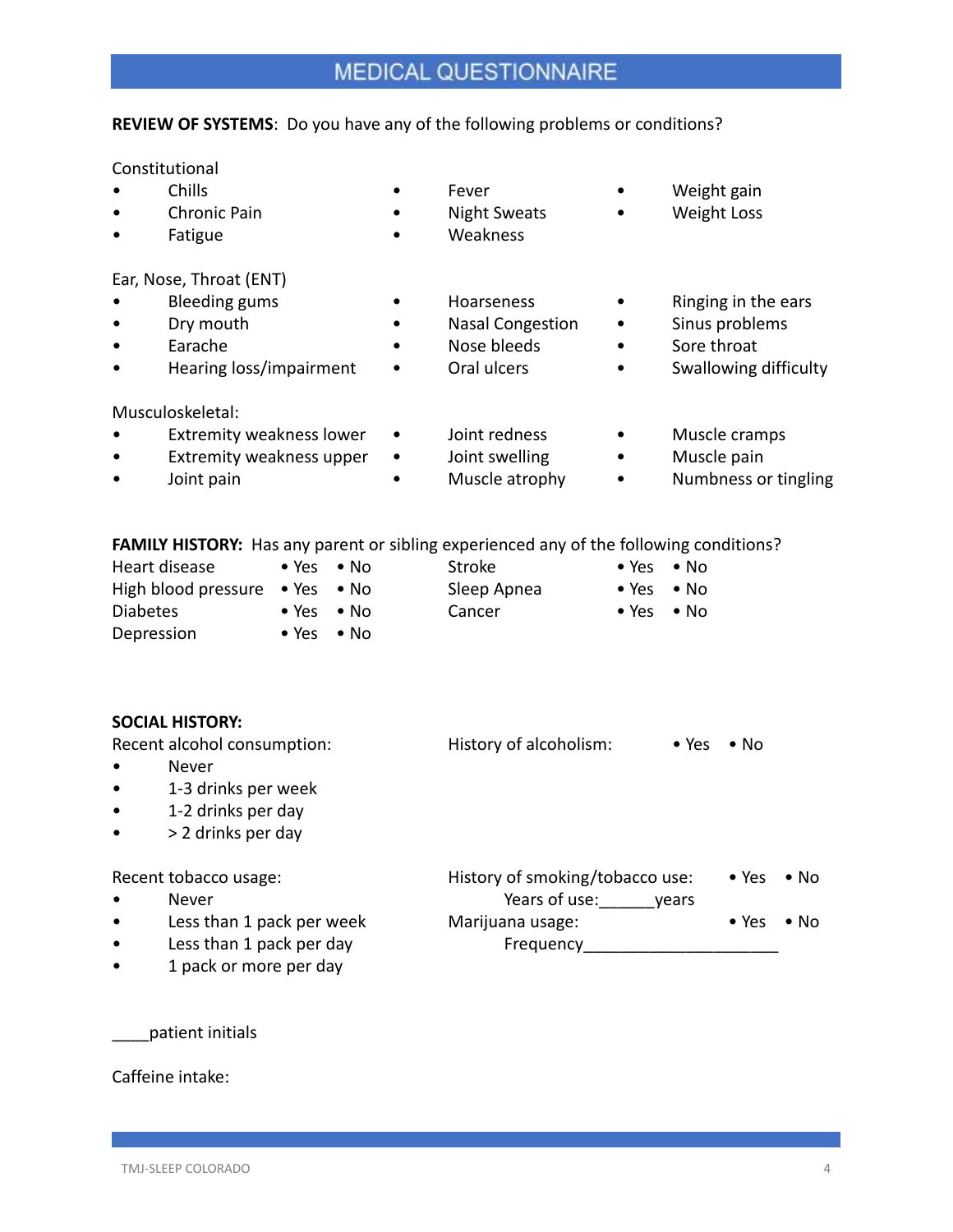# MEDICAL QUESTIONNAIRE

**REVIEW OF SYSTEMS**: Do you have any of the following problems or conditions?

Constitutional

- Chills
- Chronic Pain
- Fatigue
- Fever
- Night Sweats
- Weakness
- Weight gain
- Weight Loss

Ear, Nose, Throat (ENT)

- Bleeding gums
- Dry mouth
- Earache
- Hearing loss/impairment
- Hoarseness
- Nasal Congestion
- Nose bleeds
- Oral ulcers
- Ringing in the ears
- Sinus problems
- Sore throat
- Swallowing difficulty

Musculoskeletal:

- Extremity weakness lower
- Extremity weakness upper
- Joint pain
- Joint redness
- Joint swelling
- Muscle atrophy
- Muscle cramps
- Muscle pain
- Numbness or tingling

**FAMILY HISTORY:** Has any parent or sibling experienced any of the following conditions?

| Condition | | | Condition | | |
|---|---|---|---|---|---|
| Heart disease | • Yes | • No | Stroke | • Yes | • No |
| High blood pressure | • Yes | • No | Sleep Apnea | • Yes | • No |
| Diabetes | • Yes | • No | Cancer | • Yes | • No |
| Depression | • Yes | • No | | | |

**SOCIAL HISTORY:**

Recent alcohol consumption:

- Never
- 1-3 drinks per week
- 1-2 drinks per day
- > 2 drinks per day

History of alcoholism: • Yes • No

Recent tobacco usage:

- Never
- Less than 1 pack per week
- Less than 1 pack per day
- 1 pack or more per day

History of smoking/tobacco use: • Yes • No

Years of use:______years

Marijuana usage: • Yes • No

Frequency_____________________

____patient initials

Caffeine intake: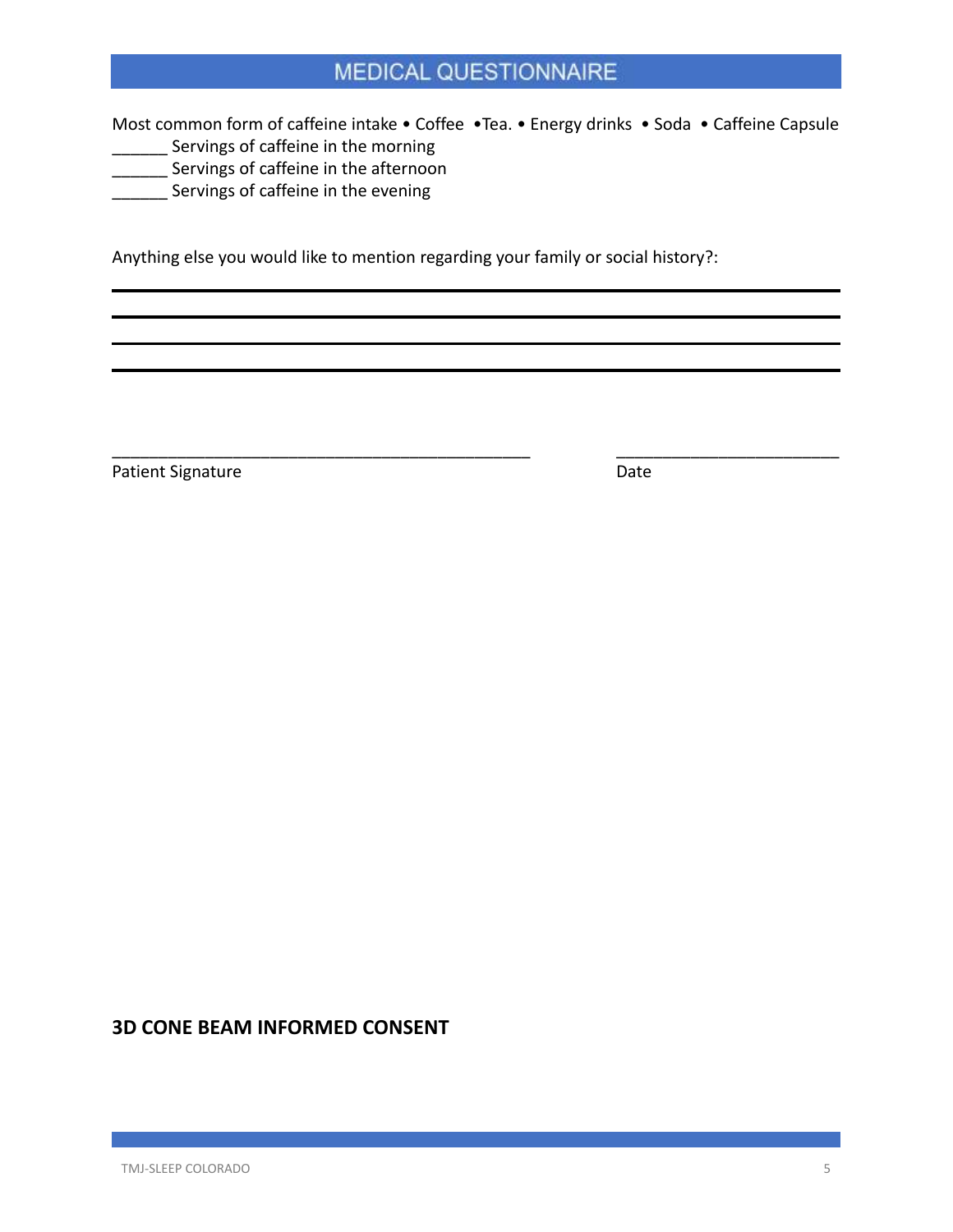## MEDICAL QUESTIONNAIRE

Most common form of caffeine intake • Coffee •Tea. • Energy drinks • Soda • Caffeine Capsule

______ Servings of caffeine in the morning

______ Servings of caffeine in the afternoon

______ Servings of caffeine in the evening

Anything else you would like to mention regarding your family or social history?:

________________________________________________________________________________

________________________________________________________________________________

________________________________________________________________________________

________________________________________________________________________________

______________________________________________ ______________________

Patient Signature Date

**3D CONE BEAM INFORMED CONSENT**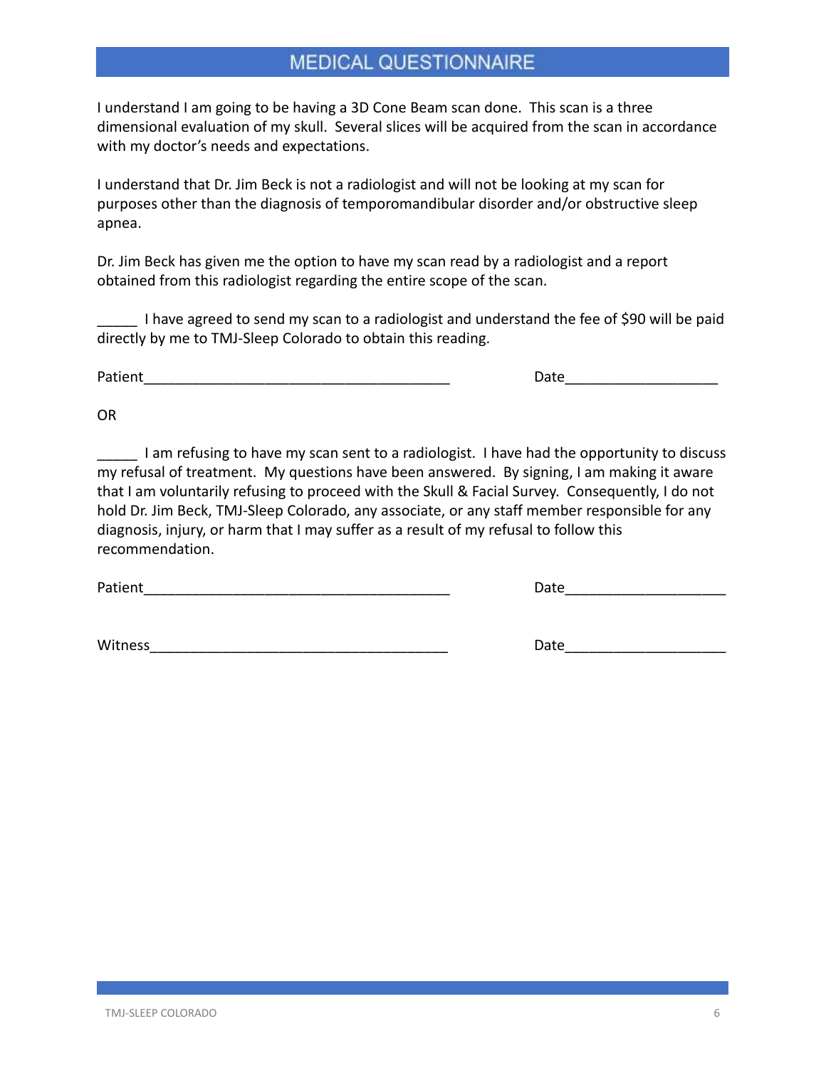# MEDICAL QUESTIONNAIRE

I understand I am going to be having a 3D Cone Beam scan done. This scan is a three dimensional evaluation of my skull. Several slices will be acquired from the scan in accordance with my doctor's needs and expectations.

I understand that Dr. Jim Beck is not a radiologist and will not be looking at my scan for purposes other than the diagnosis of temporomandibular disorder and/or obstructive sleep apnea.

Dr. Jim Beck has given me the option to have my scan read by a radiologist and a report obtained from this radiologist regarding the entire scope of the scan.

_____ I have agreed to send my scan to a radiologist and understand the fee of $90 will be paid directly by me to TMJ-Sleep Colorado to obtain this reading.

Patient_______________________________________ Date___________________

OR

_____ I am refusing to have my scan sent to a radiologist. I have had the opportunity to discuss my refusal of treatment. My questions have been answered. By signing, I am making it aware that I am voluntarily refusing to proceed with the Skull & Facial Survey. Consequently, I do not hold Dr. Jim Beck, TMJ-Sleep Colorado, any associate, or any staff member responsible for any diagnosis, injury, or harm that I may suffer as a result of my refusal to follow this recommendation.

Patient_______________________________________ Date____________________

Witness______________________________________ Date____________________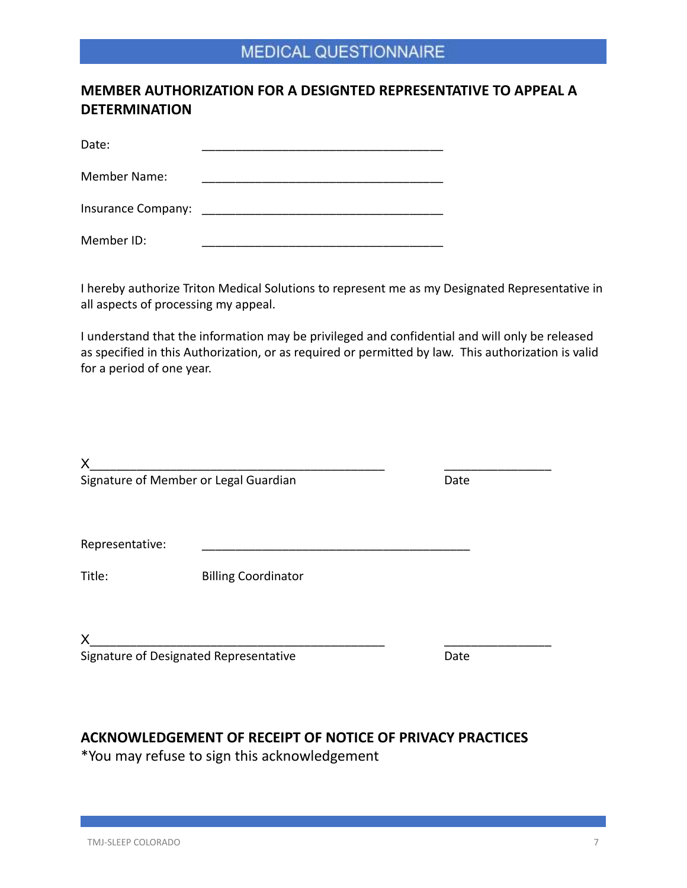# MEDICAL QUESTIONNAIRE

## MEMBER AUTHORIZATION FOR A DESIGNTED REPRESENTATIVE TO APPEAL A DETERMINATION

Date: ___________________________________

Member Name: ___________________________________

Insurance Company: ___________________________________

Member ID: ___________________________________

I hereby authorize Triton Medical Solutions to represent me as my Designated Representative in all aspects of processing my appeal.

I understand that the information may be privileged and confidential and will only be released as specified in this Authorization, or as required or permitted by law. This authorization is valid for a period of one year.

X___________________________________________ _______________
Signature of Member or Legal Guardian Date

Representative: _______________________________________

Title: Billing Coordinator

X___________________________________________ _______________
Signature of Designated Representative Date

## ACKNOWLEDGEMENT OF RECEIPT OF NOTICE OF PRIVACY PRACTICES

*You may refuse to sign this acknowledgement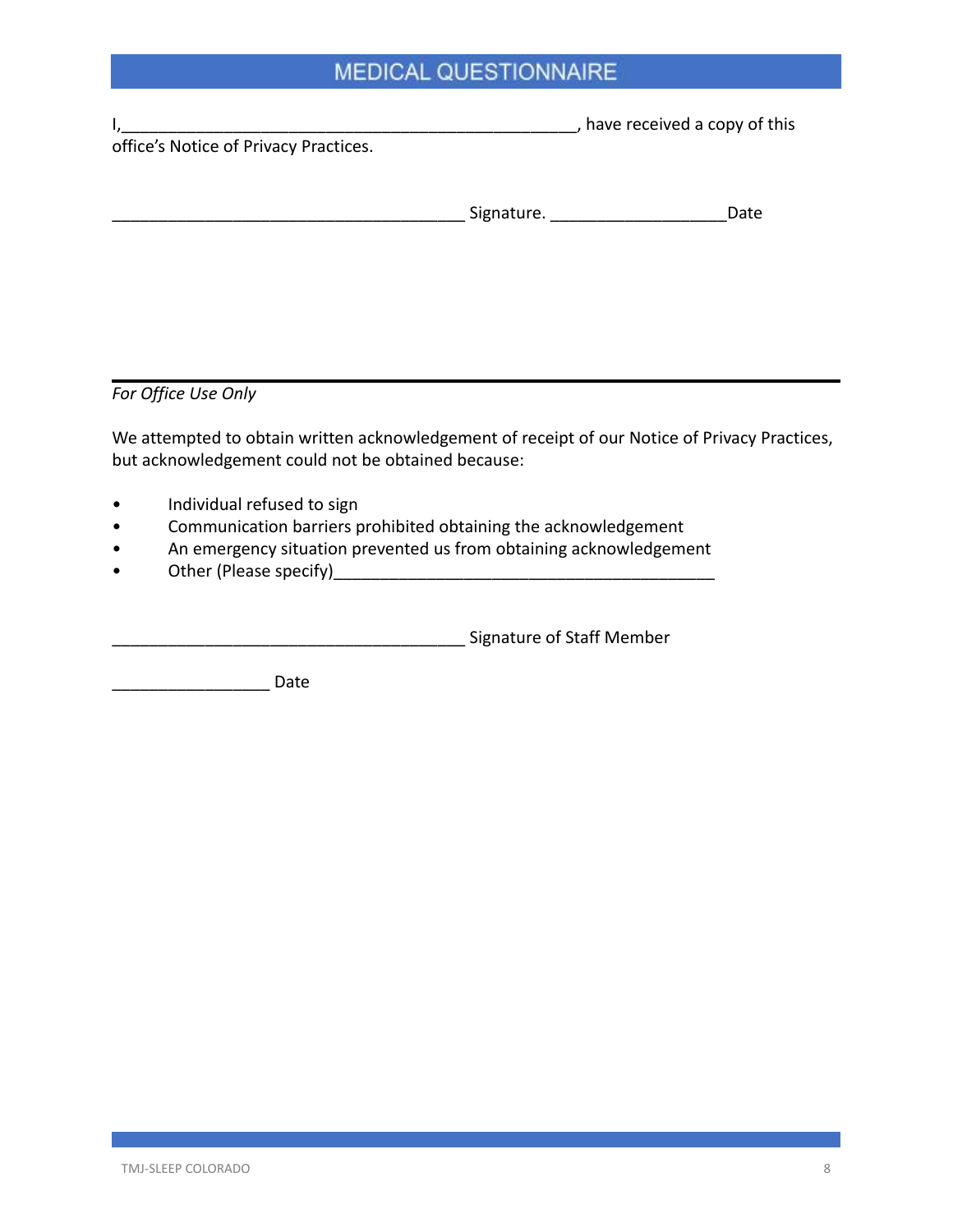# MEDICAL QUESTIONNAIRE

I,____________________________________________________, have received a copy of this office's Notice of Privacy Practices.

_______________________________________ Signature. ___________________Date

---

*For Office Use Only*

We attempted to obtain written acknowledgement of receipt of our Notice of Privacy Practices, but acknowledgement could not be obtained because:

- Individual refused to sign
- Communication barriers prohibited obtaining the acknowledgement
- An emergency situation prevented us from obtaining acknowledgement
- Other (Please specify)__________________________________________

_______________________________________ Signature of Staff Member

_________________ Date